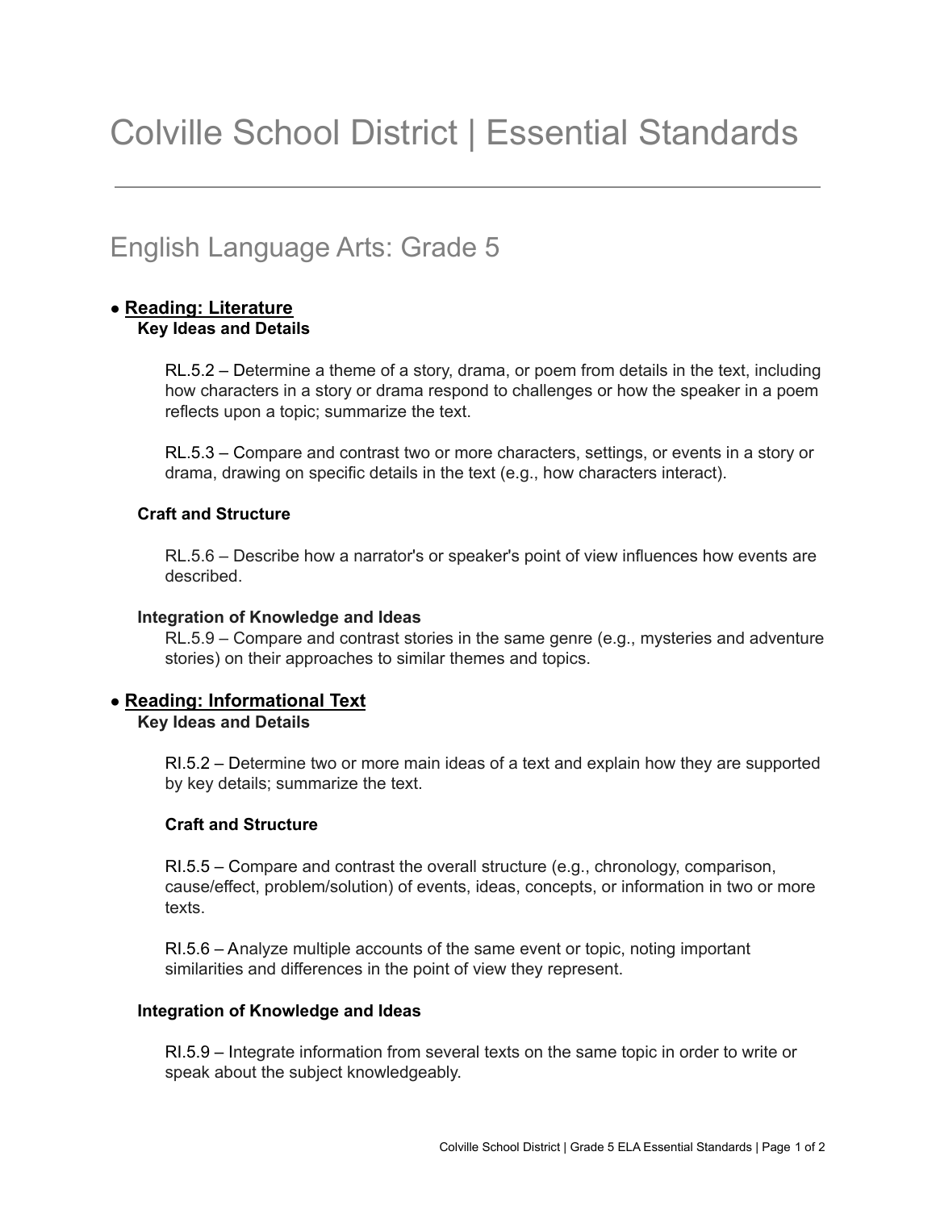# Colville School District | Essential Standards

## English Language Arts: Grade 5

- **Reading: Literature**

### Key Ideas and Details

RL.5.2 – Determine a theme of a story, drama, or poem from details in the text, including how characters in a story or drama respond to challenges or how the speaker in a poem reflects upon a topic; summarize the text.

RL.5.3 – Compare and contrast two or more characters, settings, or events in a story or drama, drawing on specific details in the text (e.g., how characters interact).

### Craft and Structure

RL.5.6 – Describe how a narrator's or speaker's point of view influences how events are described.

### Integration of Knowledge and Ideas

RL.5.9 – Compare and contrast stories in the same genre (e.g., mysteries and adventure stories) on their approaches to similar themes and topics.

- **Reading: Informational Text**

### Key Ideas and Details

RI.5.2 – Determine two or more main ideas of a text and explain how they are supported by key details; summarize the text.

### Craft and Structure

RI.5.5 – Compare and contrast the overall structure (e.g., chronology, comparison, cause/effect, problem/solution) of events, ideas, concepts, or information in two or more texts.

RI.5.6 – Analyze multiple accounts of the same event or topic, noting important similarities and differences in the point of view they represent.

### Integration of Knowledge and Ideas

RI.5.9 – Integrate information from several texts on the same topic in order to write or speak about the subject knowledgeably.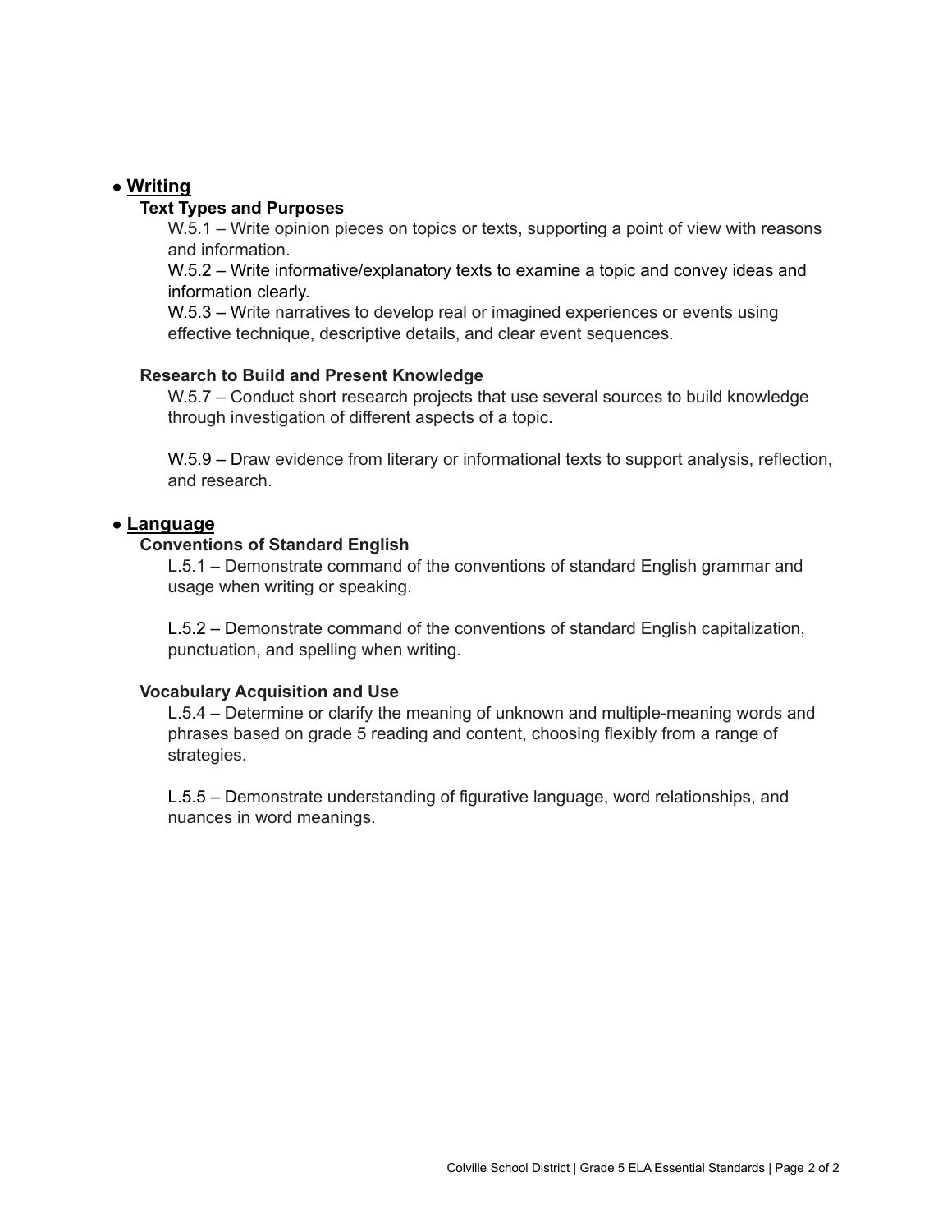- **Writing**

  **Text Types and Purposes**

  W.5.1 – Write opinion pieces on topics or texts, supporting a point of view with reasons and information.

  W.5.2 – Write informative/explanatory texts to examine a topic and convey ideas and information clearly.

  W.5.3 – Write narratives to develop real or imagined experiences or events using effective technique, descriptive details, and clear event sequences.

  **Research to Build and Present Knowledge**

  W.5.7 – Conduct short research projects that use several sources to build knowledge through investigation of different aspects of a topic.

  W.5.9 – Draw evidence from literary or informational texts to support analysis, reflection, and research.

- **Language**

  **Conventions of Standard English**

  L.5.1 – Demonstrate command of the conventions of standard English grammar and usage when writing or speaking.

  L.5.2 – Demonstrate command of the conventions of standard English capitalization, punctuation, and spelling when writing.

  **Vocabulary Acquisition and Use**

  L.5.4 – Determine or clarify the meaning of unknown and multiple-meaning words and phrases based on grade 5 reading and content, choosing flexibly from a range of strategies.

  L.5.5 – Demonstrate understanding of figurative language, word relationships, and nuances in word meanings.